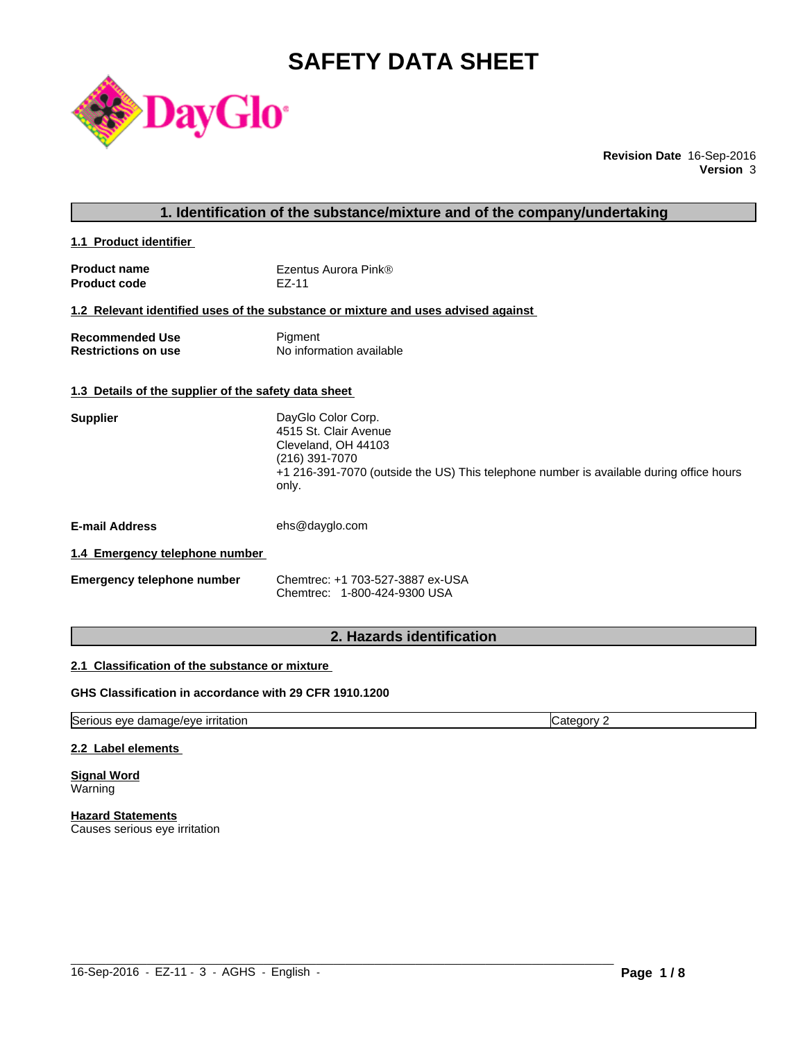# SAFETY DATA SHEET

**Revision Date** 16-Sep-2016
**Version** 3

## 1. Identification of the substance/mixture and of the company/undertaking

### 1.1 Product identifier

| | |
|---|---|
| **Product name** | Ezentus Aurora Pink® |
| **Product code** | EZ-11 |

### 1.2 Relevant identified uses of the substance or mixture and uses advised against

| | |
|---|---|
| **Recommended Use** | Pigment |
| **Restrictions on use** | No information available |

### 1.3 Details of the supplier of the safety data sheet

**Supplier**

DayGlo Color Corp.
4515 St. Clair Avenue
Cleveland, OH 44103
(216) 391-7070
+1 216-391-7070 (outside the US) This telephone number is available during office hours only.

**E-mail Address** ehs@dayglo.com

### 1.4 Emergency telephone number

**Emergency telephone number**

Chemtrec: +1 703-527-3887 ex-USA
Chemtrec: 1-800-424-9300 USA

## 2. Hazards identification

### 2.1 Classification of the substance or mixture

**GHS Classification in accordance with 29 CFR 1910.1200**

| | |
|---|---|
| Serious eye damage/eye irritation | Category 2 |

### 2.2 Label elements

**Signal Word**
Warning

**Hazard Statements**
Causes serious eye irritation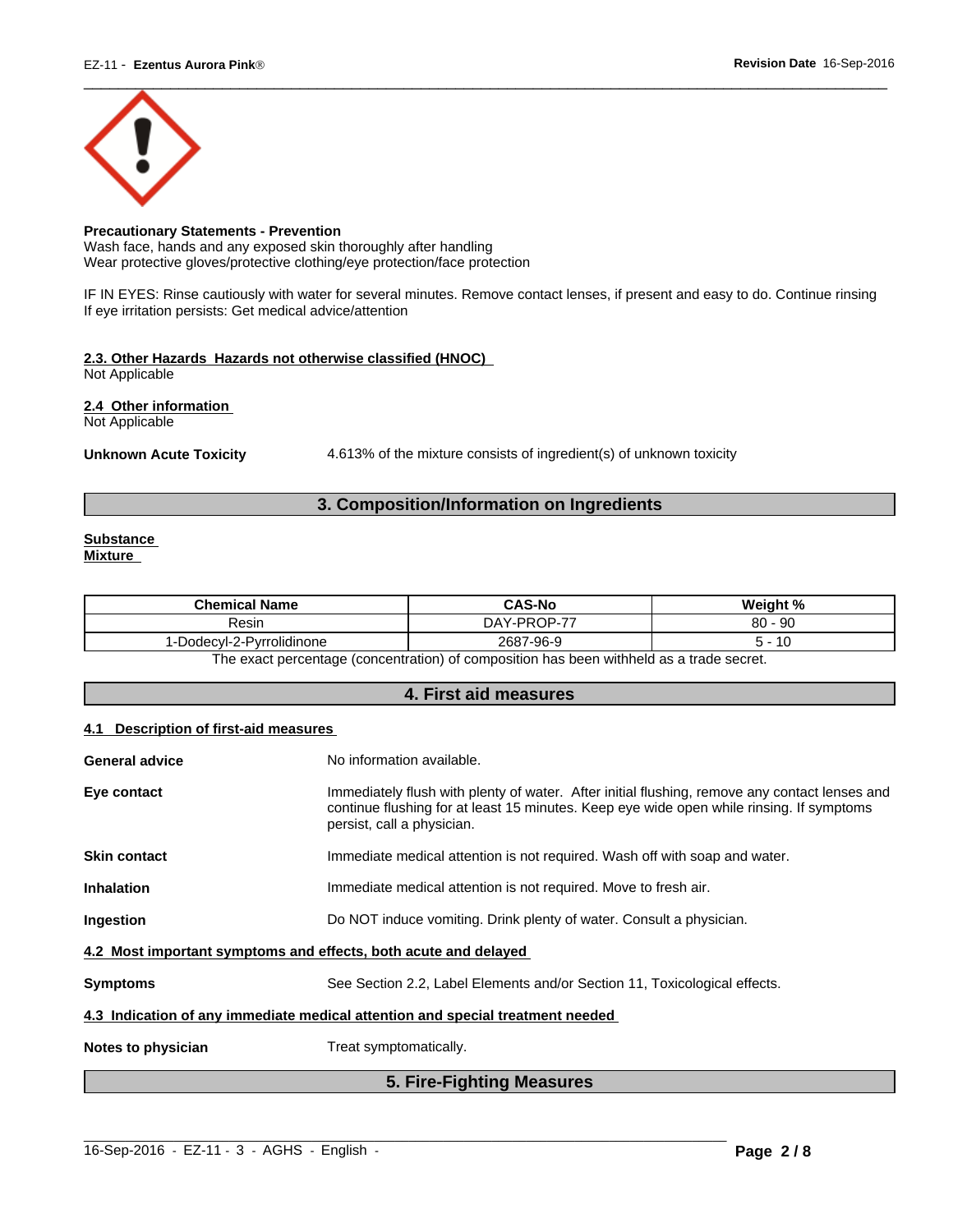**Precautionary Statements - Prevention**
Wash face, hands and any exposed skin thoroughly after handling
Wear protective gloves/protective clothing/eye protection/face protection

IF IN EYES: Rinse cautiously with water for several minutes. Remove contact lenses, if present and easy to do. Continue rinsing
If eye irritation persists: Get medical advice/attention

**2.3. Other Hazards Hazards not otherwise classified (HNOC)**
Not Applicable

**2.4 Other information**
Not Applicable

**Unknown Acute Toxicity** 4.613% of the mixture consists of ingredient(s) of unknown toxicity

## 3. Composition/Information on Ingredients

**Substance**
**Mixture**

| Chemical Name | CAS-No | Weight % |
|---|---|---|
| Resin | DAY-PROP-77 | 80 - 90 |
| 1-Dodecyl-2-Pyrrolidinone | 2687-96-9 | 5 - 10 |

The exact percentage (concentration) of composition has been withheld as a trade secret.

## 4. First aid measures

**4.1 Description of first-aid measures**

**General advice** No information available.

**Eye contact** Immediately flush with plenty of water. After initial flushing, remove any contact lenses and continue flushing for at least 15 minutes. Keep eye wide open while rinsing. If symptoms persist, call a physician.

**Skin contact** Immediate medical attention is not required. Wash off with soap and water.

**Inhalation** Immediate medical attention is not required. Move to fresh air.

**Ingestion** Do NOT induce vomiting. Drink plenty of water. Consult a physician.

**4.2 Most important symptoms and effects, both acute and delayed**

**Symptoms** See Section 2.2, Label Elements and/or Section 11, Toxicological effects.

**4.3 Indication of any immediate medical attention and special treatment needed**

**Notes to physician** Treat symptomatically.

## 5. Fire-Fighting Measures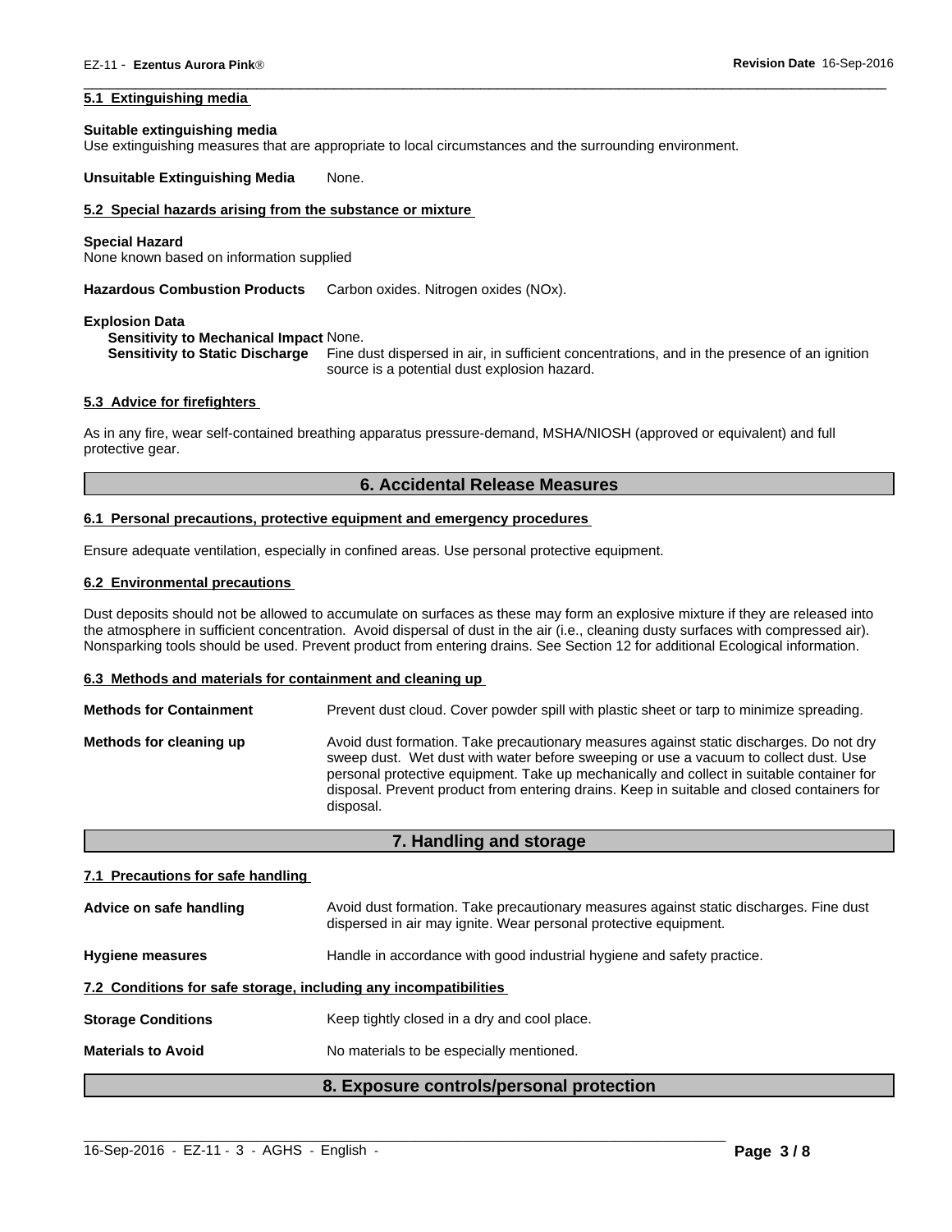#### 5.1 Extinguishing media

**Suitable extinguishing media**
Use extinguishing measures that are appropriate to local circumstances and the surrounding environment.

**Unsuitable Extinguishing Media** None.

#### 5.2 Special hazards arising from the substance or mixture

**Special Hazard**
None known based on information supplied

**Hazardous Combustion Products** Carbon oxides. Nitrogen oxides (NOx).

**Explosion Data**
**Sensitivity to Mechanical Impact** None.
**Sensitivity to Static Discharge** Fine dust dispersed in air, in sufficient concentrations, and in the presence of an ignition source is a potential dust explosion hazard.

#### 5.3 Advice for firefighters

As in any fire, wear self-contained breathing apparatus pressure-demand, MSHA/NIOSH (approved or equivalent) and full protective gear.

## 6. Accidental Release Measures

#### 6.1 Personal precautions, protective equipment and emergency procedures

Ensure adequate ventilation, especially in confined areas. Use personal protective equipment.

#### 6.2 Environmental precautions

Dust deposits should not be allowed to accumulate on surfaces as these may form an explosive mixture if they are released into the atmosphere in sufficient concentration. Avoid dispersal of dust in the air (i.e., cleaning dusty surfaces with compressed air). Nonsparking tools should be used. Prevent product from entering drains. See Section 12 for additional Ecological information.

#### 6.3 Methods and materials for containment and cleaning up

**Methods for Containment** Prevent dust cloud. Cover powder spill with plastic sheet or tarp to minimize spreading.

**Methods for cleaning up** Avoid dust formation. Take precautionary measures against static discharges. Do not dry sweep dust. Wet dust with water before sweeping or use a vacuum to collect dust. Use personal protective equipment. Take up mechanically and collect in suitable container for disposal. Prevent product from entering drains. Keep in suitable and closed containers for disposal.

## 7. Handling and storage

#### 7.1 Precautions for safe handling

**Advice on safe handling** Avoid dust formation. Take precautionary measures against static discharges. Fine dust dispersed in air may ignite. Wear personal protective equipment.

**Hygiene measures** Handle in accordance with good industrial hygiene and safety practice.

#### 7.2 Conditions for safe storage, including any incompatibilities

**Storage Conditions** Keep tightly closed in a dry and cool place.

**Materials to Avoid** No materials to be especially mentioned.

## 8. Exposure controls/personal protection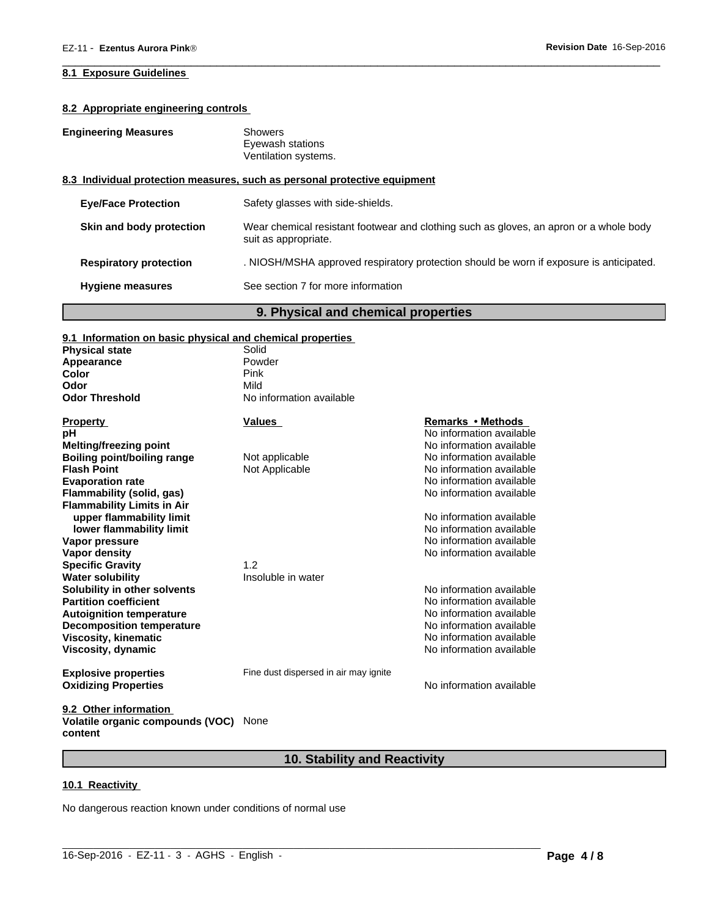#### 8.1 Exposure Guidelines

#### 8.2 Appropriate engineering controls

**Engineering Measures**
Showers
Eyewash stations
Ventilation systems.

#### 8.3 Individual protection measures, such as personal protective equipment

**Eye/Face Protection** Safety glasses with side-shields.

**Skin and body protection** Wear chemical resistant footwear and clothing such as gloves, an apron or a whole body suit as appropriate.

**Respiratory protection** . NIOSH/MSHA approved respiratory protection should be worn if exposure is anticipated.

**Hygiene measures** See section 7 for more information

## 9. Physical and chemical properties

#### 9.1 Information on basic physical and chemical properties

**Physical state** Solid
**Appearance** Powder
**Color** Pink
**Odor** Mild
**Odor Threshold** No information available

| Property | Values | Remarks • Methods |
|---|---|---|
| **pH** | | No information available |
| **Melting/freezing point** | | No information available |
| **Boiling point/boiling range** | Not applicable | No information available |
| **Flash Point** | Not Applicable | No information available |
| **Evaporation rate** | | No information available |
| **Flammability (solid, gas)** | | No information available |
| **Flammability Limits in Air** | | |
| **upper flammability limit** | | No information available |
| **lower flammability limit** | | No information available |
| **Vapor pressure** | | No information available |
| **Vapor density** | | No information available |
| **Specific Gravity** | 1.2 | |
| **Water solubility** | Insoluble in water | |
| **Solubility in other solvents** | | No information available |
| **Partition coefficient** | | No information available |
| **Autoignition temperature** | | No information available |
| **Decomposition temperature** | | No information available |
| **Viscosity, kinematic** | | No information available |
| **Viscosity, dynamic** | | No information available |
| **Explosive properties** | Fine dust dispersed in air may ignite | |
| **Oxidizing Properties** | | No information available |

#### 9.2 Other information

**Volatile organic compounds (VOC) content** None

## 10. Stability and Reactivity

#### 10.1 Reactivity

No dangerous reaction known under conditions of normal use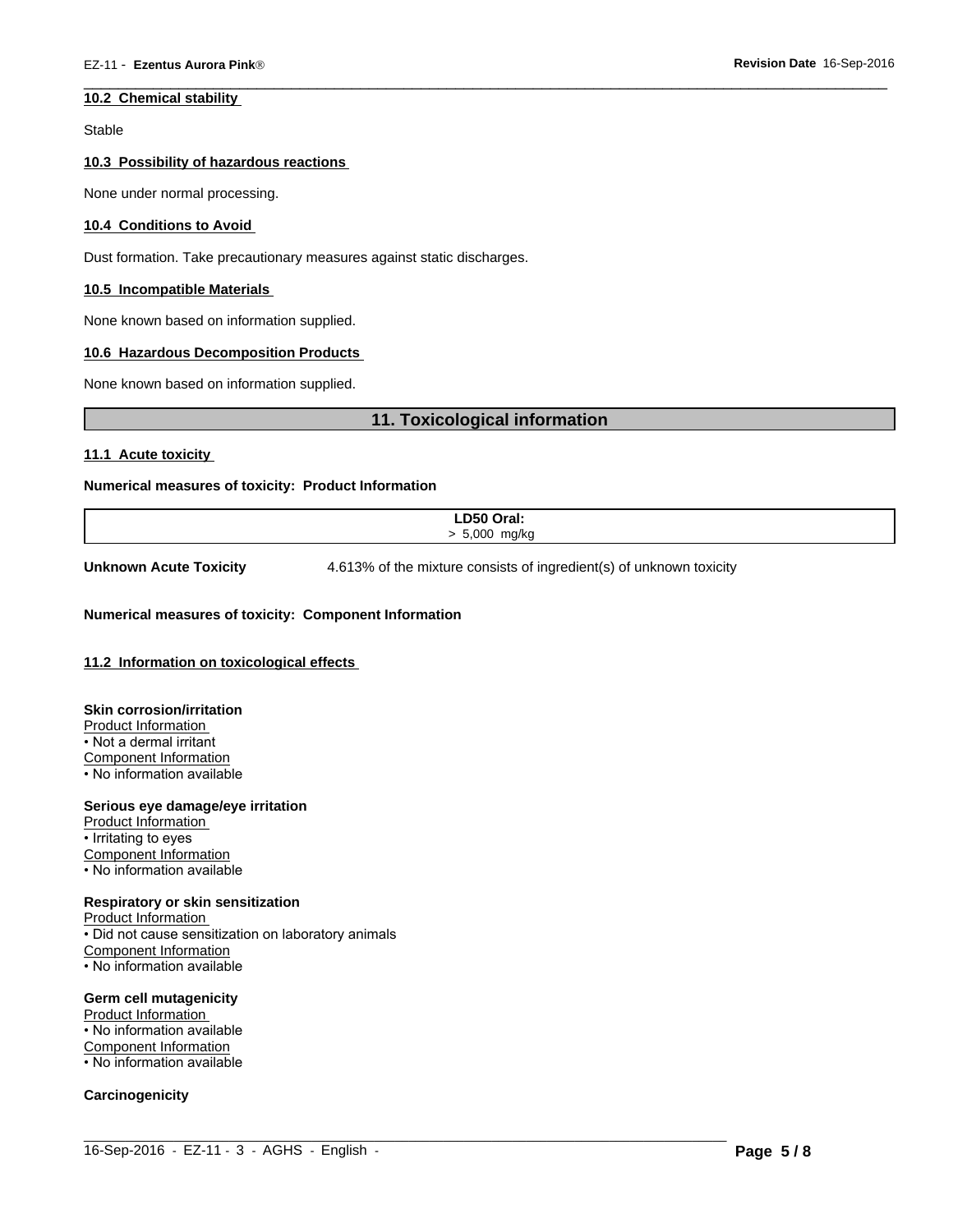#### 10.2 Chemical stability

Stable

#### 10.3 Possibility of hazardous reactions

None under normal processing.

#### 10.4 Conditions to Avoid

Dust formation. Take precautionary measures against static discharges.

#### 10.5 Incompatible Materials

None known based on information supplied.

#### 10.6 Hazardous Decomposition Products

None known based on information supplied.

## 11. Toxicological information

#### 11.1 Acute toxicity

**Numerical measures of toxicity: Product Information**

| LD50 Oral: |
|---|
| > 5,000 mg/kg |

**Unknown Acute Toxicity** 4.613% of the mixture consists of ingredient(s) of unknown toxicity

**Numerical measures of toxicity: Component Information**

#### 11.2 Information on toxicological effects

**Skin corrosion/irritation**

Product Information
- Not a dermal irritant

Component Information
- No information available

**Serious eye damage/eye irritation**

Product Information
- Irritating to eyes

Component Information
- No information available

**Respiratory or skin sensitization**

Product Information
- Did not cause sensitization on laboratory animals

Component Information
- No information available

**Germ cell mutagenicity**

Product Information
- No information available

Component Information
- No information available

**Carcinogenicity**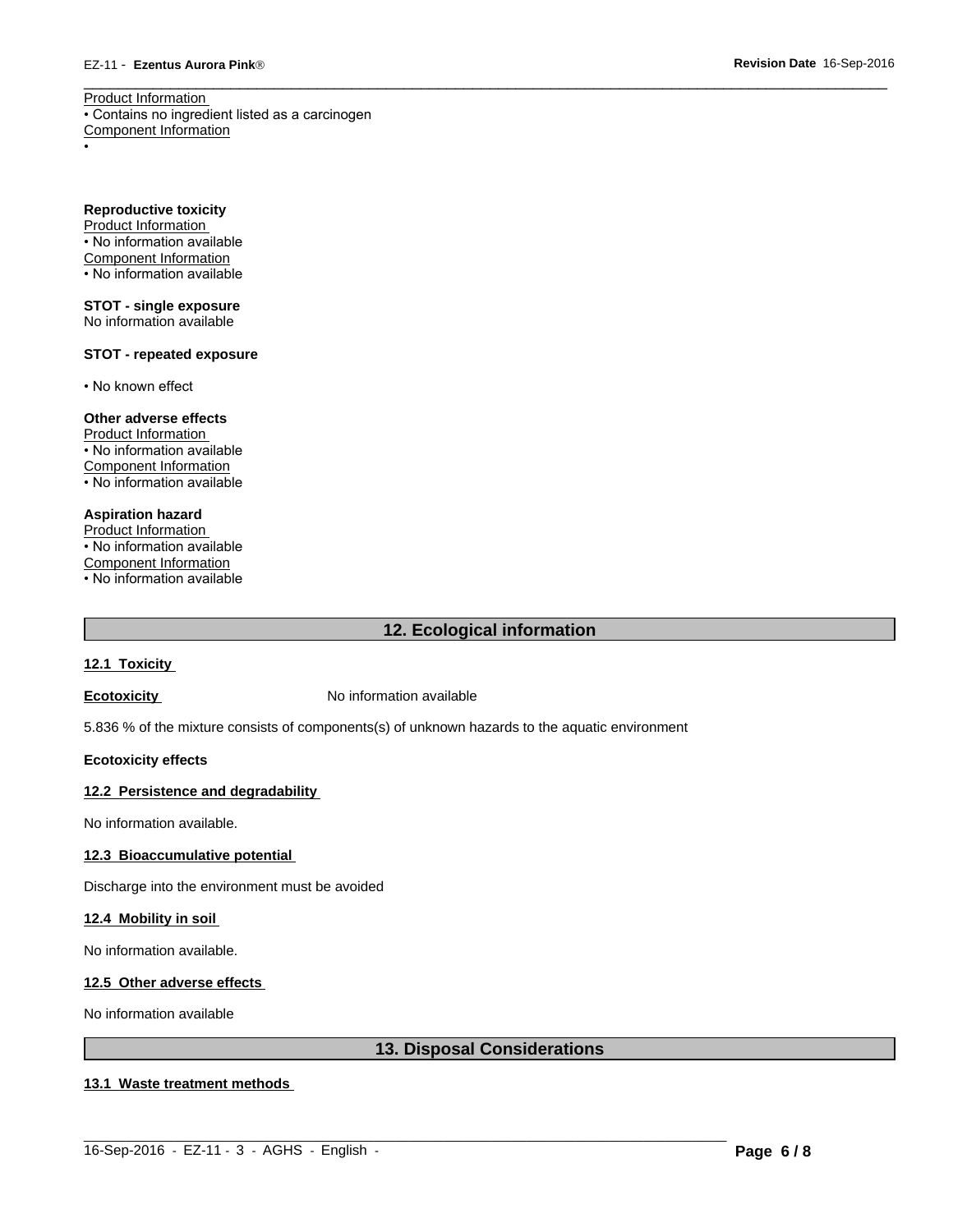Product Information
• Contains no ingredient listed as a carcinogen
Component Information
•

**Reproductive toxicity**
Product Information
• No information available
Component Information
• No information available

**STOT - single exposure**
No information available

**STOT - repeated exposure**

• No known effect

**Other adverse effects**
Product Information
• No information available
Component Information
• No information available

**Aspiration hazard**
Product Information
• No information available
Component Information
• No information available

## 12. Ecological information

### 12.1 Toxicity

**Ecotoxicity** No information available

5.836 % of the mixture consists of components(s) of unknown hazards to the aquatic environment

**Ecotoxicity effects**

### 12.2 Persistence and degradability

No information available.

### 12.3 Bioaccumulative potential

Discharge into the environment must be avoided

### 12.4 Mobility in soil

No information available.

### 12.5 Other adverse effects

No information available

## 13. Disposal Considerations

### 13.1 Waste treatment methods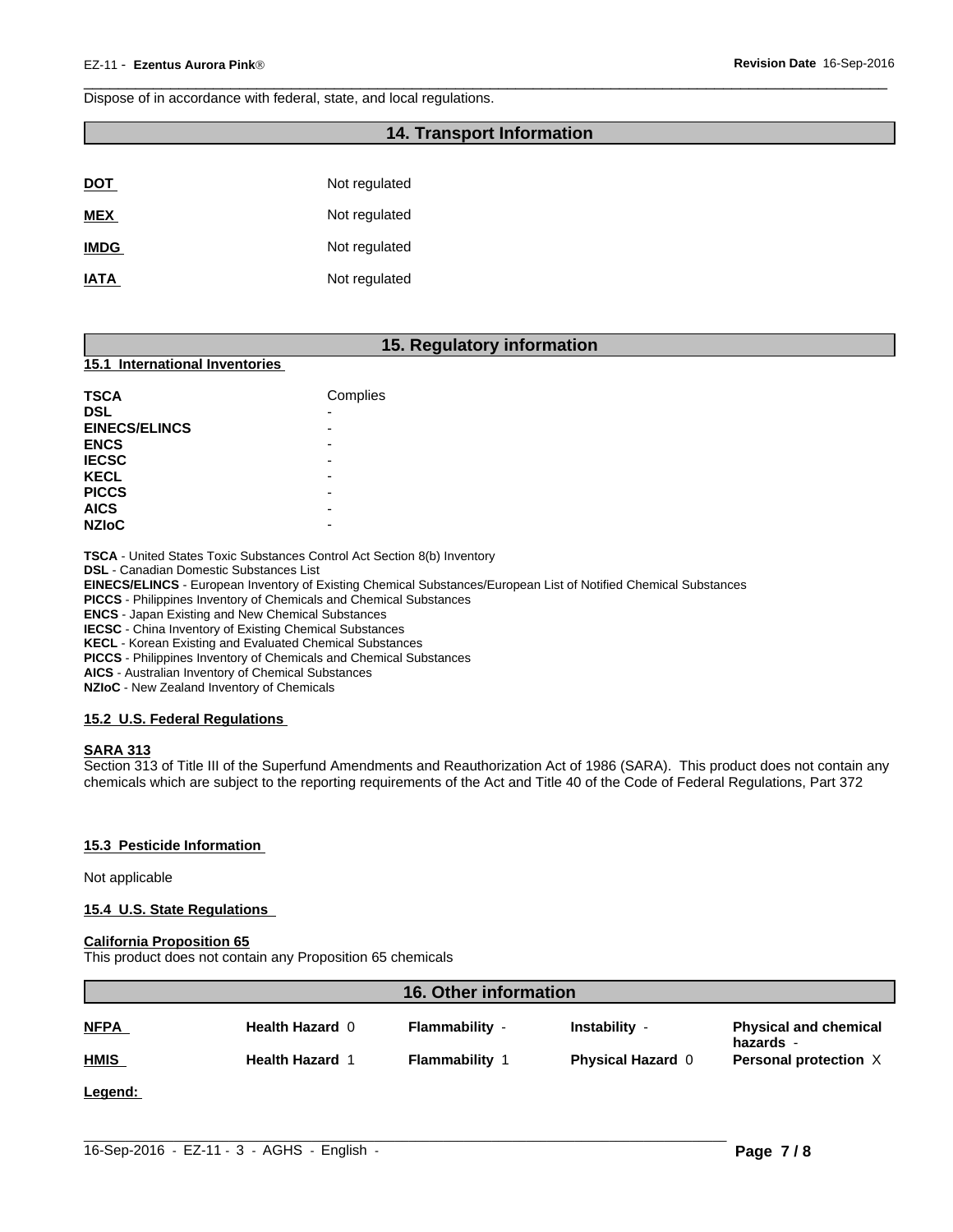Dispose of in accordance with federal, state, and local regulations.

## 14. Transport Information

| | |
|---|---|
| **DOT** | Not regulated |
| **MEX** | Not regulated |
| **IMDG** | Not regulated |
| **IATA** | Not regulated |

## 15. Regulatory information

### 15.1 International Inventories

| | |
|---|---|
| **TSCA** | Complies |
| **DSL** | - |
| **EINECS/ELINCS** | - |
| **ENCS** | - |
| **IECSC** | - |
| **KECL** | - |
| **PICCS** | - |
| **AICS** | - |
| **NZIoC** | - |

**TSCA** - United States Toxic Substances Control Act Section 8(b) Inventory
**DSL** - Canadian Domestic Substances List
**EINECS/ELINCS** - European Inventory of Existing Chemical Substances/European List of Notified Chemical Substances
**PICCS** - Philippines Inventory of Chemicals and Chemical Substances
**ENCS** - Japan Existing and New Chemical Substances
**IECSC** - China Inventory of Existing Chemical Substances
**KECL** - Korean Existing and Evaluated Chemical Substances
**PICCS** - Philippines Inventory of Chemicals and Chemical Substances
**AICS** - Australian Inventory of Chemical Substances
**NZIoC** - New Zealand Inventory of Chemicals

### 15.2 U.S. Federal Regulations

**SARA 313**
Section 313 of Title III of the Superfund Amendments and Reauthorization Act of 1986 (SARA). This product does not contain any chemicals which are subject to the reporting requirements of the Act and Title 40 of the Code of Federal Regulations, Part 372

### 15.3 Pesticide Information

Not applicable

### 15.4 U.S. State Regulations

**California Proposition 65**
This product does not contain any Proposition 65 chemicals

## 16. Other information

| | | | | |
|---|---|---|---|---|
| **NFPA** | **Health Hazard** 0 | **Flammability** - | **Instability** - | **Physical and chemical hazards** - |
| **HMIS** | **Health Hazard** 1 | **Flammability** 1 | **Physical Hazard** 0 | **Personal protection** X |

**Legend:**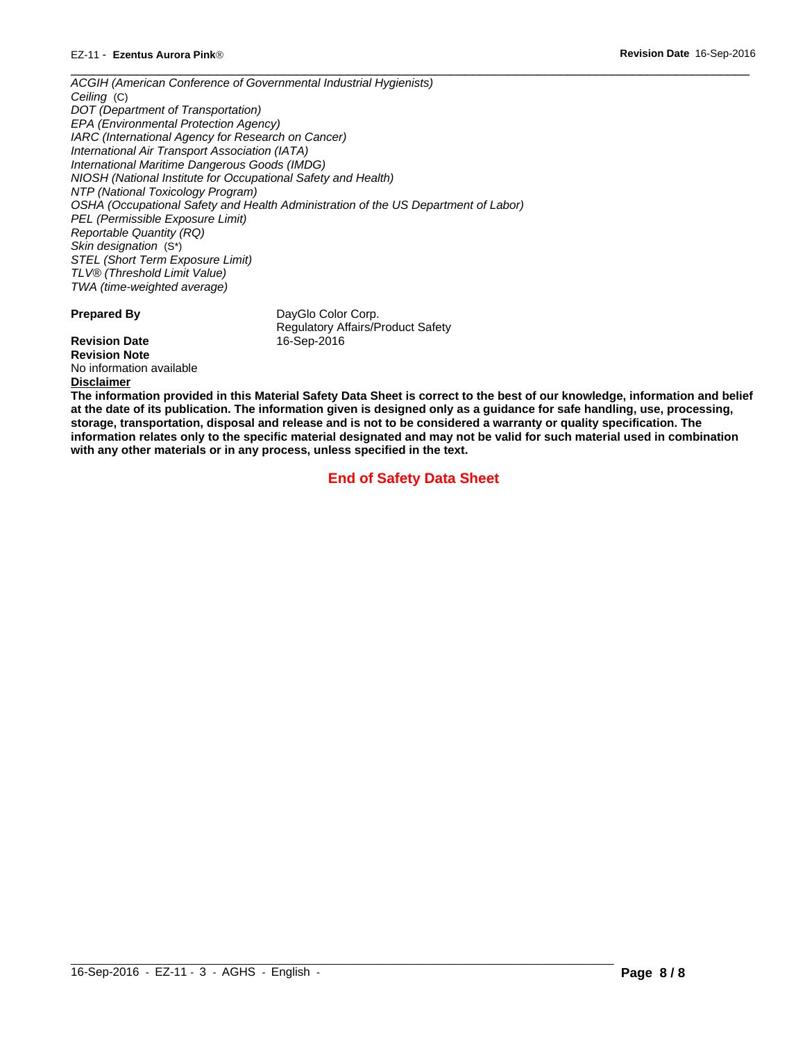*ACGIH (American Conference of Governmental Industrial Hygienists)*
*Ceiling* (C)
*DOT (Department of Transportation)*
*EPA (Environmental Protection Agency)*
*IARC (International Agency for Research on Cancer)*
*International Air Transport Association (IATA)*
*International Maritime Dangerous Goods (IMDG)*
*NIOSH (National Institute for Occupational Safety and Health)*
*NTP (National Toxicology Program)*
*OSHA (Occupational Safety and Health Administration of the US Department of Labor)*
*PEL (Permissible Exposure Limit)*
*Reportable Quantity (RQ)*
*Skin designation* (S*)
*STEL (Short Term Exposure Limit)*
*TLV® (Threshold Limit Value)*
*TWA (time-weighted average)*

**Prepared By** DayGlo Color Corp.
Regulatory Affairs/Product Safety

**Revision Date** 16-Sep-2016

**Revision Note**
No information available

**Disclaimer**

**The information provided in this Material Safety Data Sheet is correct to the best of our knowledge, information and belief at the date of its publication. The information given is designed only as a guidance for safe handling, use, processing, storage, transportation, disposal and release and is not to be considered a warranty or quality specification. The information relates only to the specific material designated and may not be valid for such material used in combination with any other materials or in any process, unless specified in the text.**

**End of Safety Data Sheet**